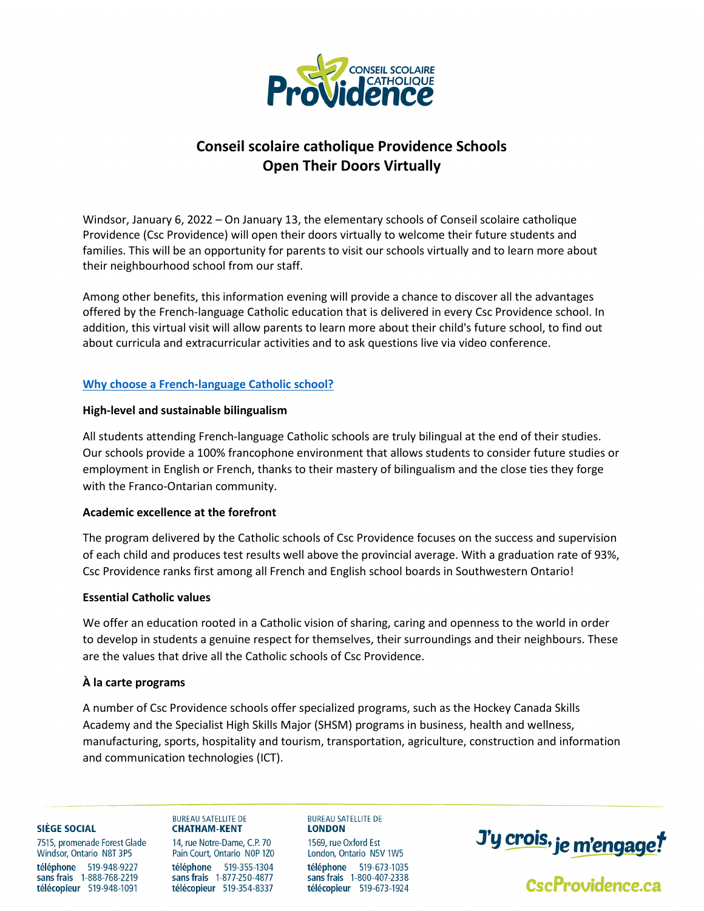# Conseil scolaire catholique Providence Schools Open Their Doors Virtually

Windsor, January 6, 2022 – On January 13, the elementary schools of Conseil scolaire catholique Providence (Csc Providence) will open their doors virtually to welcome their future students and families. This will be an opportunity for parents to visit our schools virtually and to learn more about their neighbourhood school from our staff.

Among other benefits, this information evening will provide a chance to discover all the advantages offered by the French-language Catholic education that is delivered in every Csc Providence school. In addition, this virtual visit will allow parents to learn more about their child's future school, to find out about curricula and extracurricular activities and to ask questions live via video conference.

## Why choose a French-language Catholic school?

**High-level and sustainable bilingualism**

All students attending French-language Catholic schools are truly bilingual at the end of their studies. Our schools provide a 100% francophone environment that allows students to consider future studies or employment in English or French, thanks to their mastery of bilingualism and the close ties they forge with the Franco-Ontarian community.

**Academic excellence at the forefront**

The program delivered by the Catholic schools of Csc Providence focuses on the success and supervision of each child and produces test results well above the provincial average. With a graduation rate of 93%, Csc Providence ranks first among all French and English school boards in Southwestern Ontario!

**Essential Catholic values**

We offer an education rooted in a Catholic vision of sharing, caring and openness to the world in order to develop in students a genuine respect for themselves, their surroundings and their neighbours. These are the values that drive all the Catholic schools of Csc Providence.

**À la carte programs**

A number of Csc Providence schools offer specialized programs, such as the Hockey Canada Skills Academy and the Specialist High Skills Major (SHSM) programs in business, health and wellness, manufacturing, sports, hospitality and tourism, transportation, agriculture, construction and information and communication technologies (ICT).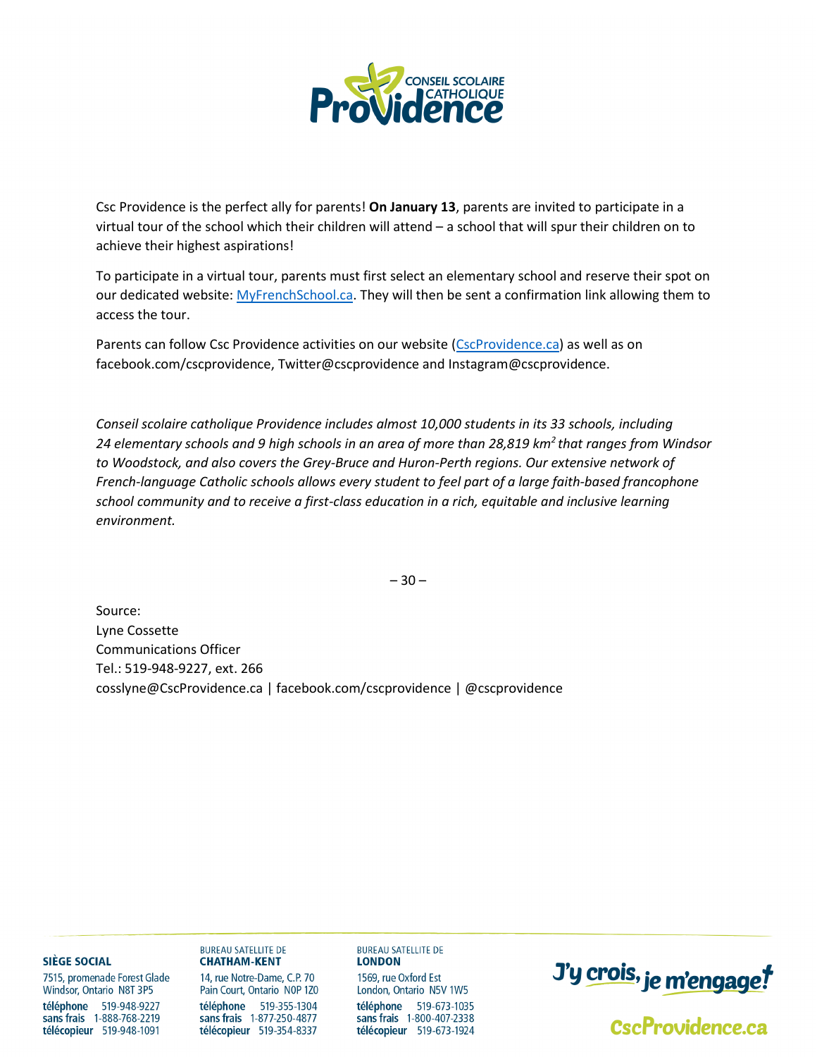Csc Providence is the perfect ally for parents! **On January 13**, parents are invited to participate in a virtual tour of the school which their children will attend – a school that will spur their children on to achieve their highest aspirations!

To participate in a virtual tour, parents must first select an elementary school and reserve their spot on our dedicated website: [MyFrenchSchool.ca](MyFrenchSchool.ca). They will then be sent a confirmation link allowing them to access the tour.

Parents can follow Csc Providence activities on our website ([CscProvidence.ca](CscProvidence.ca)) as well as on facebook.com/cscprovidence, Twitter@cscprovidence and Instagram@cscprovidence.

*Conseil scolaire catholique Providence includes almost 10,000 students in its 33 schools, including 24 elementary schools and 9 high schools in an area of more than 28,819 km² that ranges from Windsor to Woodstock, and also covers the Grey-Bruce and Huron-Perth regions. Our extensive network of French-language Catholic schools allows every student to feel part of a large faith-based francophone school community and to receive a first-class education in a rich, equitable and inclusive learning environment.*

– 30 –

Source:
Lyne Cossette
Communications Officer
Tel.: 519-948-9227, ext. 266
cosslyne@CscProvidence.ca | facebook.com/cscprovidence | @cscprovidence